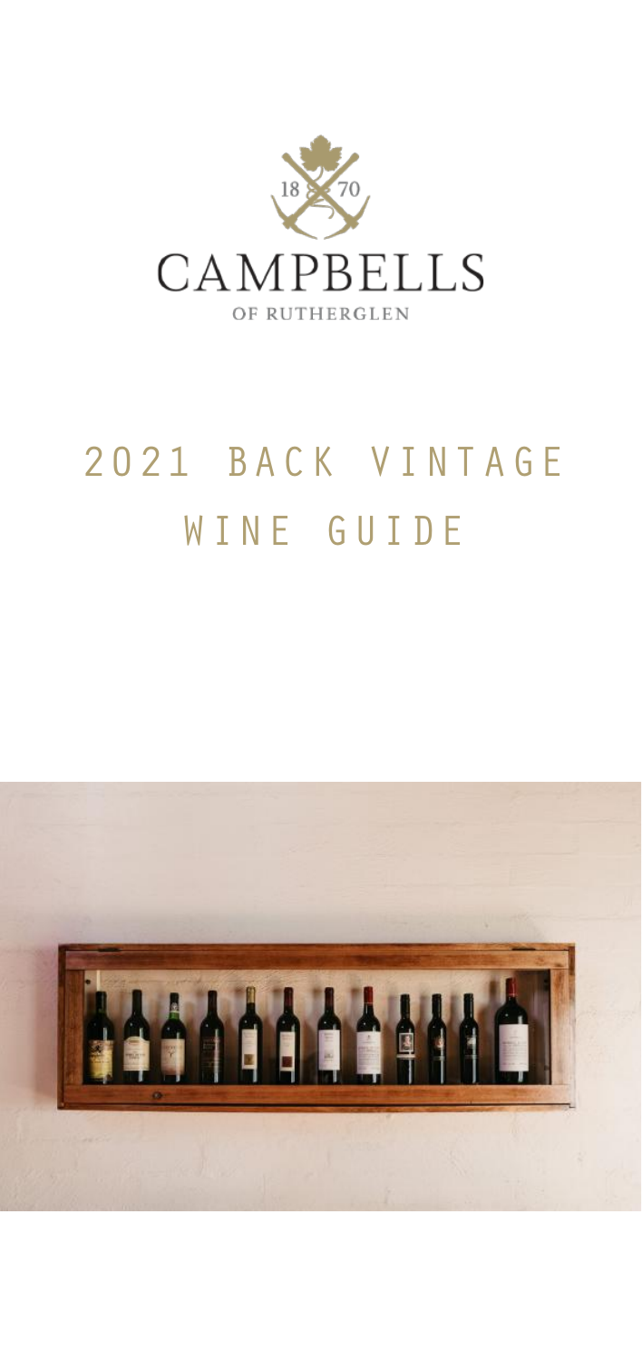18 70

CAMPBELLS

OF RUTHERGLEN

# 2021 BACK VINTAGE WINE GUIDE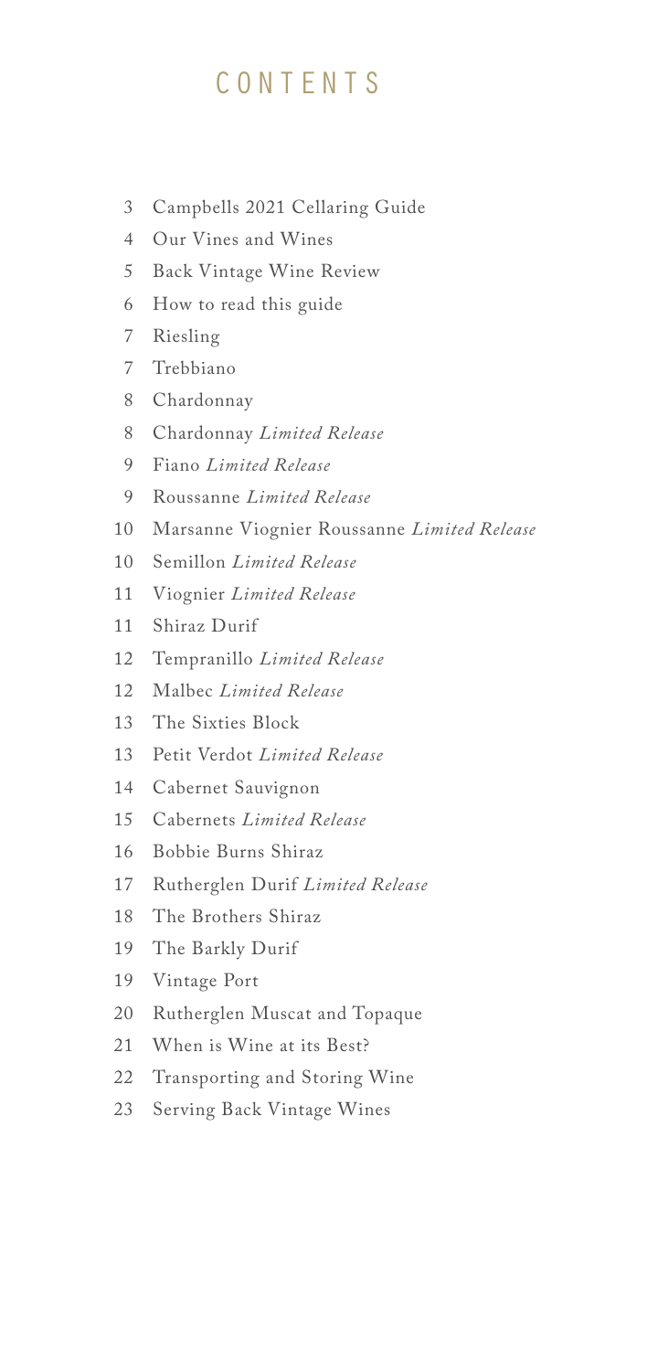# CONTENTS

- 3 Campbells 2021 Cellaring Guide
- 4 Our Vines and Wines
- 5 Back Vintage Wine Review
- 6 How to read this guide
- 7 Riesling
- 7 Trebbiano
- 8 Chardonnay
- 8 Chardonnay *Limited Release*
- 9 Fiano *Limited Release*
- 9 Roussanne *Limited Release*
- 10 Marsanne Viognier Roussanne *Limited Release*
- 10 Semillon *Limited Release*
- 11 Viognier *Limited Release*
- 11 Shiraz Durif
- 12 Tempranillo *Limited Release*
- 12 Malbec *Limited Release*
- 13 The Sixties Block
- 13 Petit Verdot *Limited Release*
- 14 Cabernet Sauvignon
- 15 Cabernets *Limited Release*
- 16 Bobbie Burns Shiraz
- 17 Rutherglen Durif *Limited Release*
- 18 The Brothers Shiraz
- 19 The Barkly Durif
- 19 Vintage Port
- 20 Rutherglen Muscat and Topaque
- 21 When is Wine at its Best?
- 22 Transporting and Storing Wine
- 23 Serving Back Vintage Wines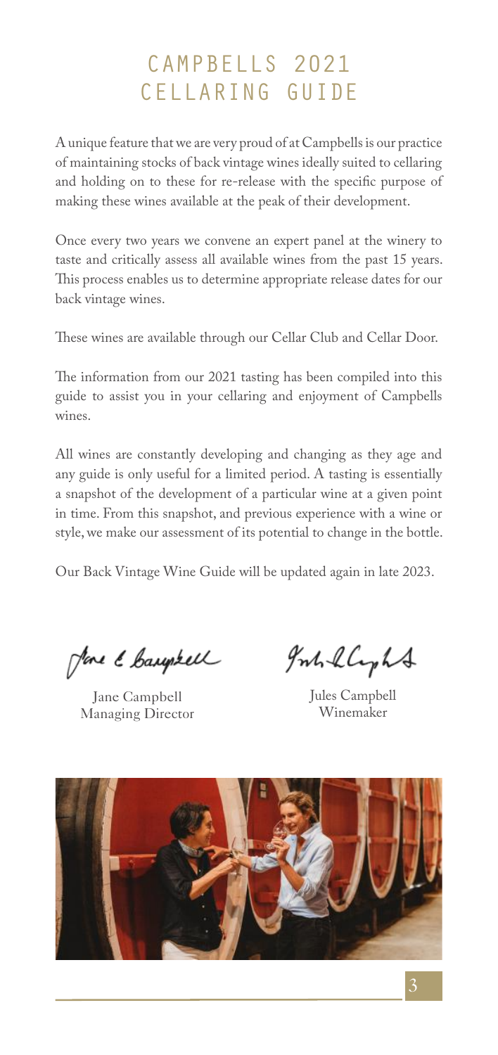# CAMPBELLS 2021 CELLARING GUIDE

A unique feature that we are very proud of at Campbells is our practice of maintaining stocks of back vintage wines ideally suited to cellaring and holding on to these for re-release with the specific purpose of making these wines available at the peak of their development.

Once every two years we convene an expert panel at the winery to taste and critically assess all available wines from the past 15 years. This process enables us to determine appropriate release dates for our back vintage wines.

These wines are available through our Cellar Club and Cellar Door.

The information from our 2021 tasting has been compiled into this guide to assist you in your cellaring and enjoyment of Campbells wines.

All wines are constantly developing and changing as they age and any guide is only useful for a limited period. A tasting is essentially a snapshot of the development of a particular wine at a given point in time. From this snapshot, and previous experience with a wine or style, we make our assessment of its potential to change in the bottle.

Our Back Vintage Wine Guide will be updated again in late 2023.

Jane Campbell
Managing Director

Jules Campbell
Winemaker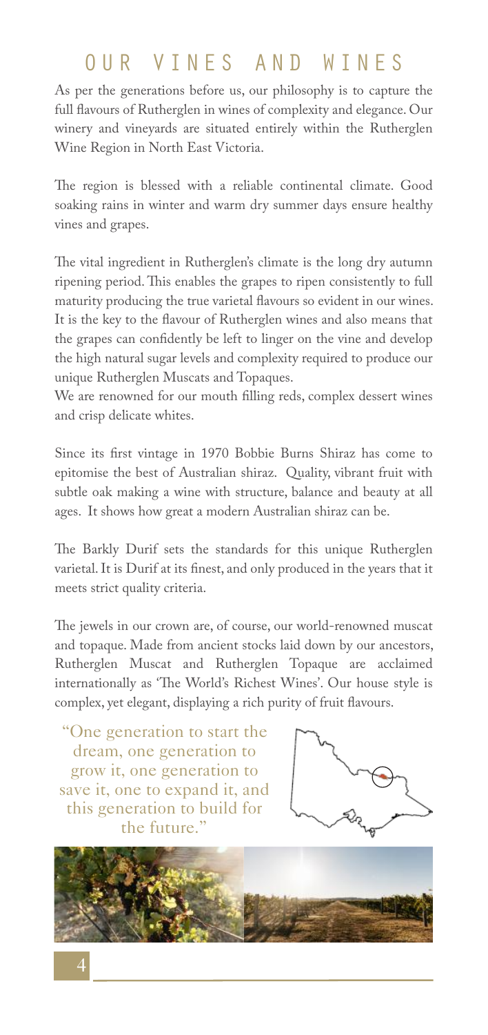# OUR VINES AND WINES

As per the generations before us, our philosophy is to capture the full flavours of Rutherglen in wines of complexity and elegance. Our winery and vineyards are situated entirely within the Rutherglen Wine Region in North East Victoria.

The region is blessed with a reliable continental climate. Good soaking rains in winter and warm dry summer days ensure healthy vines and grapes.

The vital ingredient in Rutherglen's climate is the long dry autumn ripening period. This enables the grapes to ripen consistently to full maturity producing the true varietal flavours so evident in our wines. It is the key to the flavour of Rutherglen wines and also means that the grapes can confidently be left to linger on the vine and develop the high natural sugar levels and complexity required to produce our unique Rutherglen Muscats and Topaques.

We are renowned for our mouth filling reds, complex dessert wines and crisp delicate whites.

Since its first vintage in 1970 Bobbie Burns Shiraz has come to epitomise the best of Australian shiraz. Quality, vibrant fruit with subtle oak making a wine with structure, balance and beauty at all ages. It shows how great a modern Australian shiraz can be.

The Barkly Durif sets the standards for this unique Rutherglen varietal. It is Durif at its finest, and only produced in the years that it meets strict quality criteria.

The jewels in our crown are, of course, our world-renowned muscat and topaque. Made from ancient stocks laid down by our ancestors, Rutherglen Muscat and Rutherglen Topaque are acclaimed internationally as 'The World's Richest Wines'. Our house style is complex, yet elegant, displaying a rich purity of fruit flavours.

"One generation to start the dream, one generation to grow it, one generation to save it, one to expand it, and this generation to build for the future."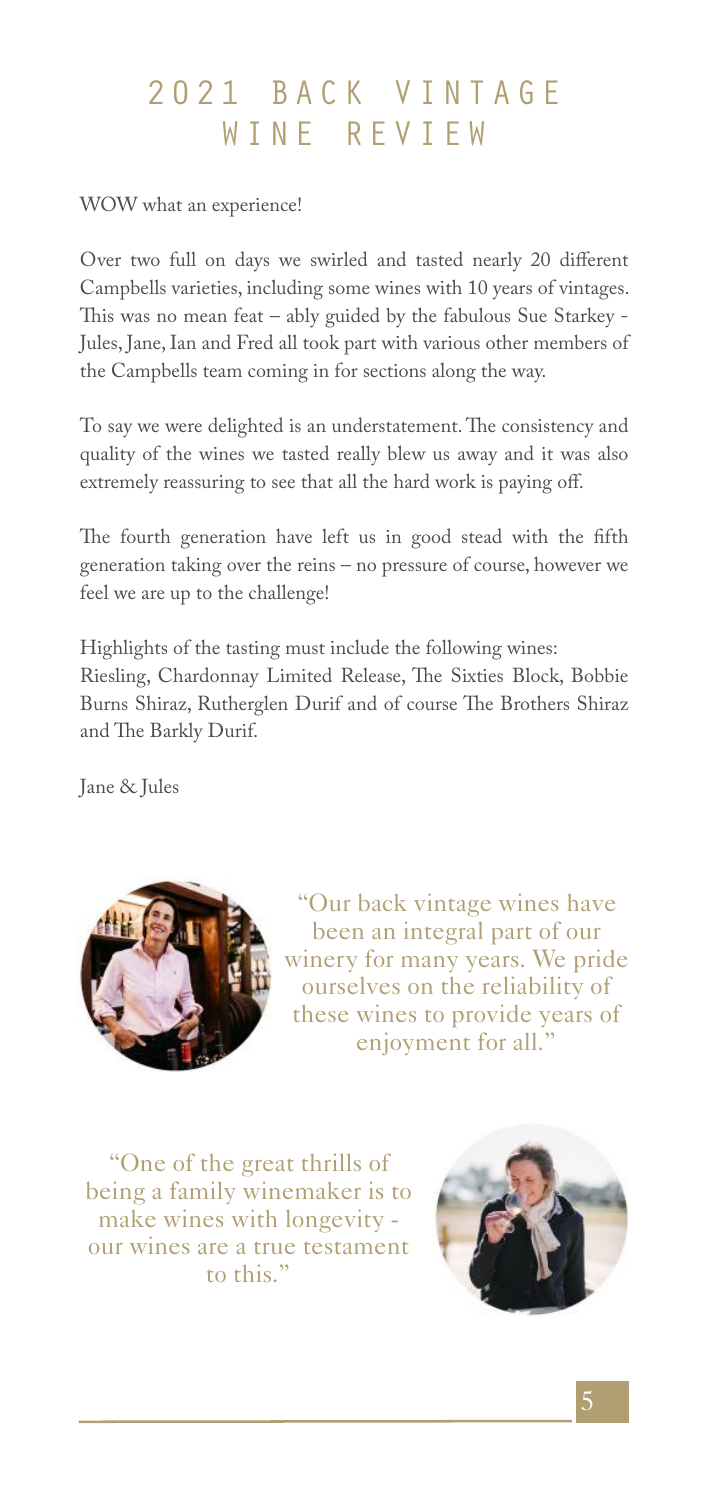# 2021 BACK VINTAGE WINE REVIEW

WOW what an experience!

Over two full on days we swirled and tasted nearly 20 different Campbells varieties, including some wines with 10 years of vintages. This was no mean feat – ably guided by the fabulous Sue Starkey - Jules, Jane, Ian and Fred all took part with various other members of the Campbells team coming in for sections along the way.

To say we were delighted is an understatement. The consistency and quality of the wines we tasted really blew us away and it was also extremely reassuring to see that all the hard work is paying off.

The fourth generation have left us in good stead with the fifth generation taking over the reins – no pressure of course, however we feel we are up to the challenge!

Highlights of the tasting must include the following wines:
Riesling, Chardonnay Limited Release, The Sixties Block, Bobbie Burns Shiraz, Rutherglen Durif and of course The Brothers Shiraz and The Barkly Durif.

Jane & Jules

"Our back vintage wines have been an integral part of our winery for many years. We pride ourselves on the reliability of these wines to provide years of enjoyment for all."

"One of the great thrills of being a family winemaker is to make wines with longevity - our wines are a true testament to this."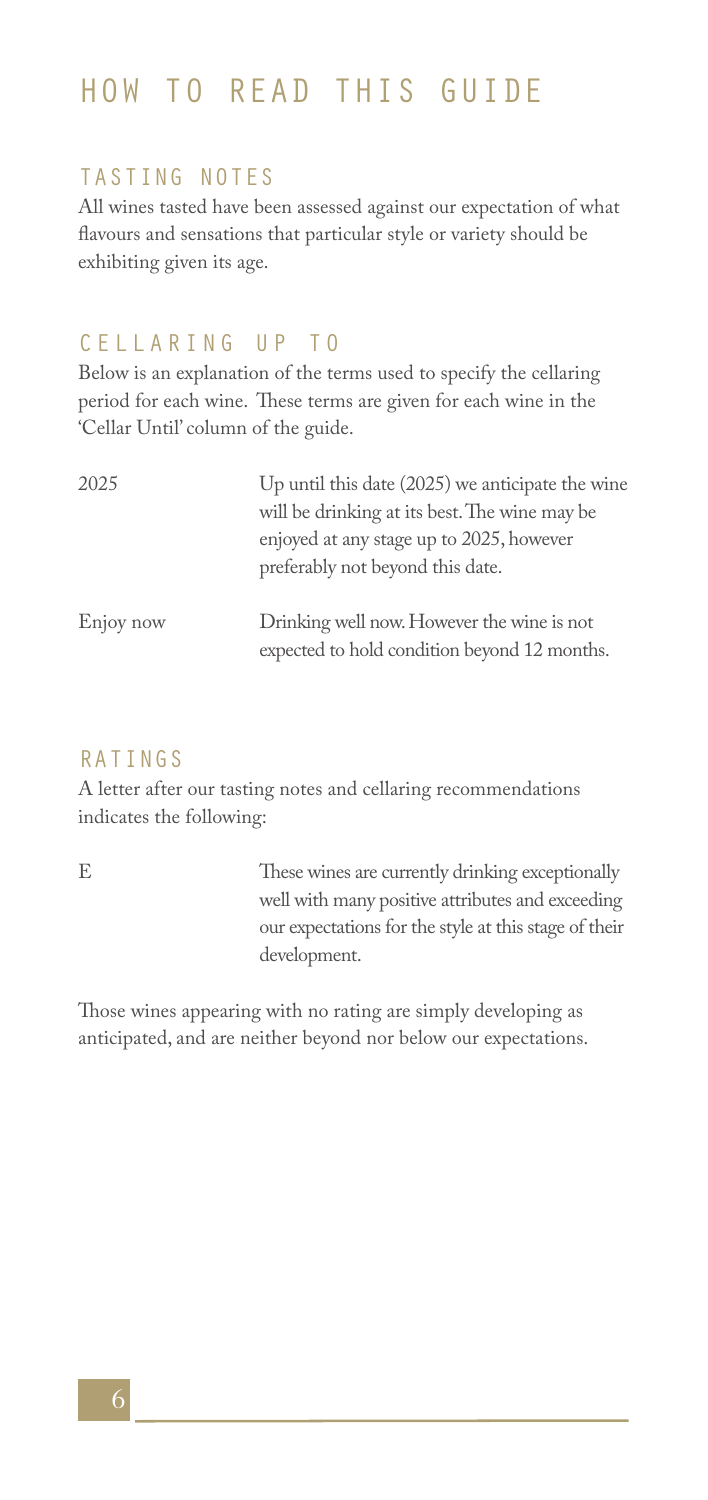# HOW TO READ THIS GUIDE

## TASTING NOTES

All wines tasted have been assessed against our expectation of what flavours and sensations that particular style or variety should be exhibiting given its age.

## CELLARING UP TO

Below is an explanation of the terms used to specify the cellaring period for each wine. These terms are given for each wine in the 'Cellar Until' column of the guide.

| | |
|---|---|
| 2025 | Up until this date (2025) we anticipate the wine will be drinking at its best. The wine may be enjoyed at any stage up to 2025, however preferably not beyond this date. |
| Enjoy now | Drinking well now. However the wine is not expected to hold condition beyond 12 months. |

## RATINGS

A letter after our tasting notes and cellaring recommendations indicates the following:

| | |
|---|---|
| E | These wines are currently drinking exceptionally well with many positive attributes and exceeding our expectations for the style at this stage of their development. |

Those wines appearing with no rating are simply developing as anticipated, and are neither beyond nor below our expectations.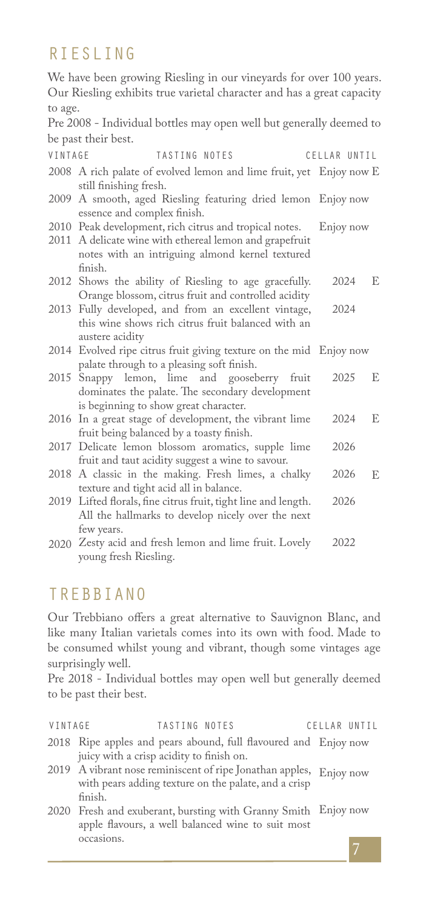## RIESLING

We have been growing Riesling in our vineyards for over 100 years. Our Riesling exhibits true varietal character and has a great capacity to age.

Pre 2008 - Individual bottles may open well but generally deemed to be past their best.

| VINTAGE | TASTING NOTES | CELLAR UNTIL | |
|---|---|---|---|
| 2008 | A rich palate of evolved lemon and lime fruit, yet still finishing fresh. | Enjoy now | E |
| 2009 | A smooth, aged Riesling featuring dried lemon essence and complex finish. | Enjoy now | |
| 2010 | Peak development, rich citrus and tropical notes. | Enjoy now | |
| 2011 | A delicate wine with ethereal lemon and grapefruit notes with an intriguing almond kernel textured finish. | | |
| 2012 | Shows the ability of Riesling to age gracefully. Orange blossom, citrus fruit and controlled acidity | 2024 | E |
| 2013 | Fully developed, and from an excellent vintage, this wine shows rich citrus fruit balanced with an austere acidity | 2024 | |
| 2014 | Evolved ripe citrus fruit giving texture on the mid palate through to a pleasing soft finish. | Enjoy now | |
| 2015 | Snappy lemon, lime and gooseberry fruit dominates the palate. The secondary development is beginning to show great character. | 2025 | E |
| 2016 | In a great stage of development, the vibrant lime fruit being balanced by a toasty finish. | 2024 | E |
| 2017 | Delicate lemon blossom aromatics, supple lime fruit and taut acidity suggest a wine to savour. | 2026 | |
| 2018 | A classic in the making. Fresh limes, a chalky texture and tight acid all in balance. | 2026 | E |
| 2019 | Lifted florals, fine citrus fruit, tight line and length. All the hallmarks to develop nicely over the next few years. | 2026 | |
| 2020 | Zesty acid and fresh lemon and lime fruit. Lovely young fresh Riesling. | 2022 | |

## TREBBIANO

Our Trebbiano offers a great alternative to Sauvignon Blanc, and like many Italian varietals comes into its own with food. Made to be consumed whilst young and vibrant, though some vintages age surprisingly well.

Pre 2018 - Individual bottles may open well but generally deemed to be past their best.

| VINTAGE | TASTING NOTES | CELLAR UNTIL |
|---|---|---|
| 2018 | Ripe apples and pears abound, full flavoured and juicy with a crisp acidity to finish on. | Enjoy now |
| 2019 | A vibrant nose reminiscent of ripe Jonathan apples, with pears adding texture on the palate, and a crisp finish. | Enjoy now |
| 2020 | Fresh and exuberant, bursting with Granny Smith apple flavours, a well balanced wine to suit most occasions. | Enjoy now |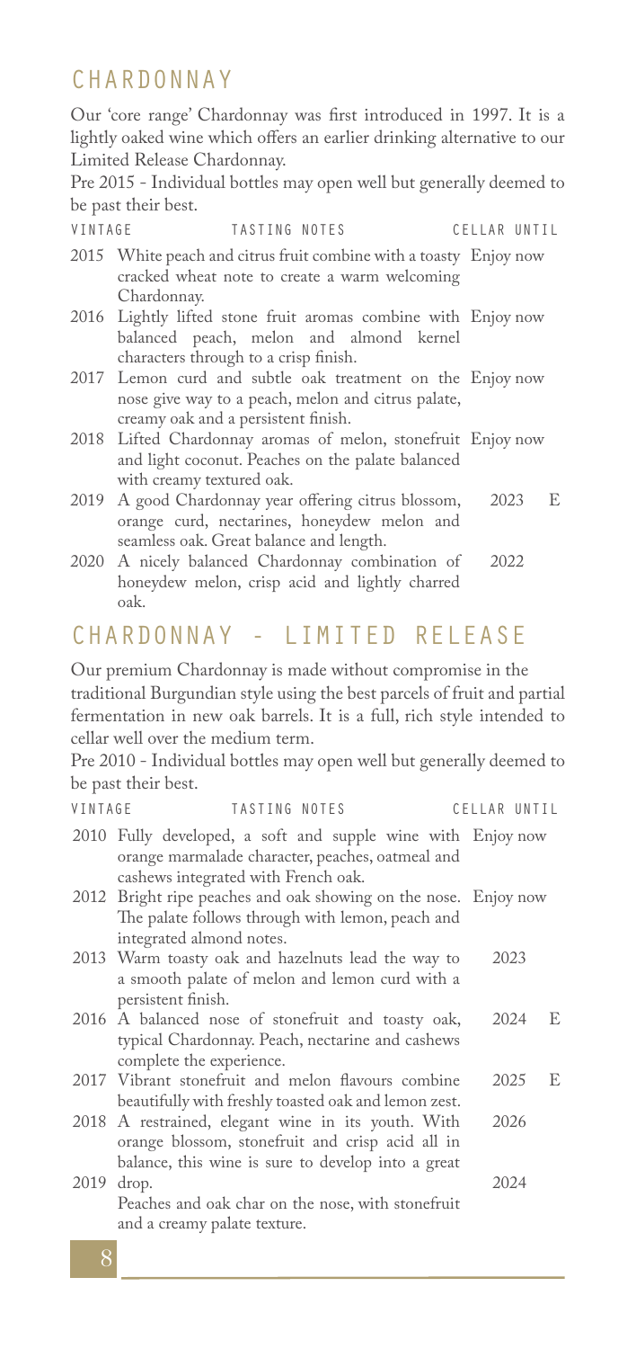## CHARDONNAY

Our 'core range' Chardonnay was first introduced in 1997. It is a lightly oaked wine which offers an earlier drinking alternative to our Limited Release Chardonnay.

Pre 2015 - Individual bottles may open well but generally deemed to be past their best.

| VINTAGE | TASTING NOTES | CELLAR UNTIL | |
|---|---|---|---|
| 2015 | White peach and citrus fruit combine with a toasty cracked wheat note to create a warm welcoming Chardonnay. | Enjoy now | |
| 2016 | Lightly lifted stone fruit aromas combine with balanced peach, melon and almond kernel characters through to a crisp finish. | Enjoy now | |
| 2017 | Lemon curd and subtle oak treatment on the nose give way to a peach, melon and citrus palate, creamy oak and a persistent finish. | Enjoy now | |
| 2018 | Lifted Chardonnay aromas of melon, stonefruit and light coconut. Peaches on the palate balanced with creamy textured oak. | Enjoy now | |
| 2019 | A good Chardonnay year offering citrus blossom, orange curd, nectarines, honeydew melon and seamless oak. Great balance and length. | 2023 | E |
| 2020 | A nicely balanced Chardonnay combination of honeydew melon, crisp acid and lightly charred oak. | 2022 | |

## CHARDONNAY - LIMITED RELEASE

Our premium Chardonnay is made without compromise in the traditional Burgundian style using the best parcels of fruit and partial fermentation in new oak barrels. It is a full, rich style intended to cellar well over the medium term.

Pre 2010 - Individual bottles may open well but generally deemed to be past their best.

| VINTAGE | TASTING NOTES | CELLAR UNTIL | |
|---|---|---|---|
| 2010 | Fully developed, a soft and supple wine with orange marmalade character, peaches, oatmeal and cashews integrated with French oak. | Enjoy now | |
| 2012 | Bright ripe peaches and oak showing on the nose. The palate follows through with lemon, peach and integrated almond notes. | Enjoy now | |
| 2013 | Warm toasty oak and hazelnuts lead the way to a smooth palate of melon and lemon curd with a persistent finish. | 2023 | |
| 2016 | A balanced nose of stonefruit and toasty oak, typical Chardonnay. Peach, nectarine and cashews complete the experience. | 2024 | E |
| 2017 | Vibrant stonefruit and melon flavours combine beautifully with freshly toasted oak and lemon zest. | 2025 | E |
| 2018 | A restrained, elegant wine in its youth. With orange blossom, stonefruit and crisp acid all in balance, this wine is sure to develop into a great drop. | 2026 | |
| 2019 | Peaches and oak char on the nose, with stonefruit and a creamy palate texture. | 2024 | |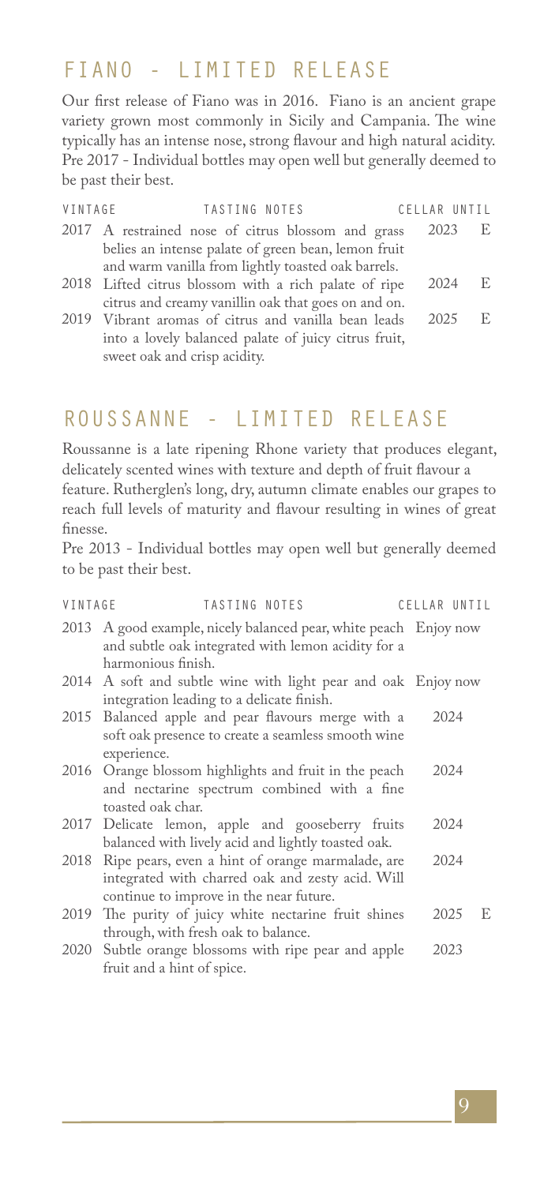## FIANO - LIMITED RELEASE

Our first release of Fiano was in 2016. Fiano is an ancient grape variety grown most commonly in Sicily and Campania. The wine typically has an intense nose, strong flavour and high natural acidity. Pre 2017 - Individual bottles may open well but generally deemed to be past their best.

| VINTAGE | TASTING NOTES | CELLAR UNTIL | |
|---|---|---|---|
| 2017 | A restrained nose of citrus blossom and grass belies an intense palate of green bean, lemon fruit and warm vanilla from lightly toasted oak barrels. | 2023 | E |
| 2018 | Lifted citrus blossom with a rich palate of ripe citrus and creamy vanillin oak that goes on and on. | 2024 | E |
| 2019 | Vibrant aromas of citrus and vanilla bean leads into a lovely balanced palate of juicy citrus fruit, sweet oak and crisp acidity. | 2025 | E |

## ROUSSANNE - LIMITED RELEASE

Roussanne is a late ripening Rhone variety that produces elegant, delicately scented wines with texture and depth of fruit flavour a feature. Rutherglen's long, dry, autumn climate enables our grapes to reach full levels of maturity and flavour resulting in wines of great finesse.

Pre 2013 - Individual bottles may open well but generally deemed to be past their best.

| VINTAGE | TASTING NOTES | CELLAR UNTIL | |
|---|---|---|---|
| 2013 | A good example, nicely balanced pear, white peach and subtle oak integrated with lemon acidity for a harmonious finish. | Enjoy now | |
| 2014 | A soft and subtle wine with light pear and oak integration leading to a delicate finish. | Enjoy now | |
| 2015 | Balanced apple and pear flavours merge with a soft oak presence to create a seamless smooth wine experience. | 2024 | |
| 2016 | Orange blossom highlights and fruit in the peach and nectarine spectrum combined with a fine toasted oak char. | 2024 | |
| 2017 | Delicate lemon, apple and gooseberry fruits balanced with lively acid and lightly toasted oak. | 2024 | |
| 2018 | Ripe pears, even a hint of orange marmalade, are integrated with charred oak and zesty acid. Will continue to improve in the near future. | 2024 | |
| 2019 | The purity of juicy white nectarine fruit shines through, with fresh oak to balance. | 2025 | E |
| 2020 | Subtle orange blossoms with ripe pear and apple fruit and a hint of spice. | 2023 | |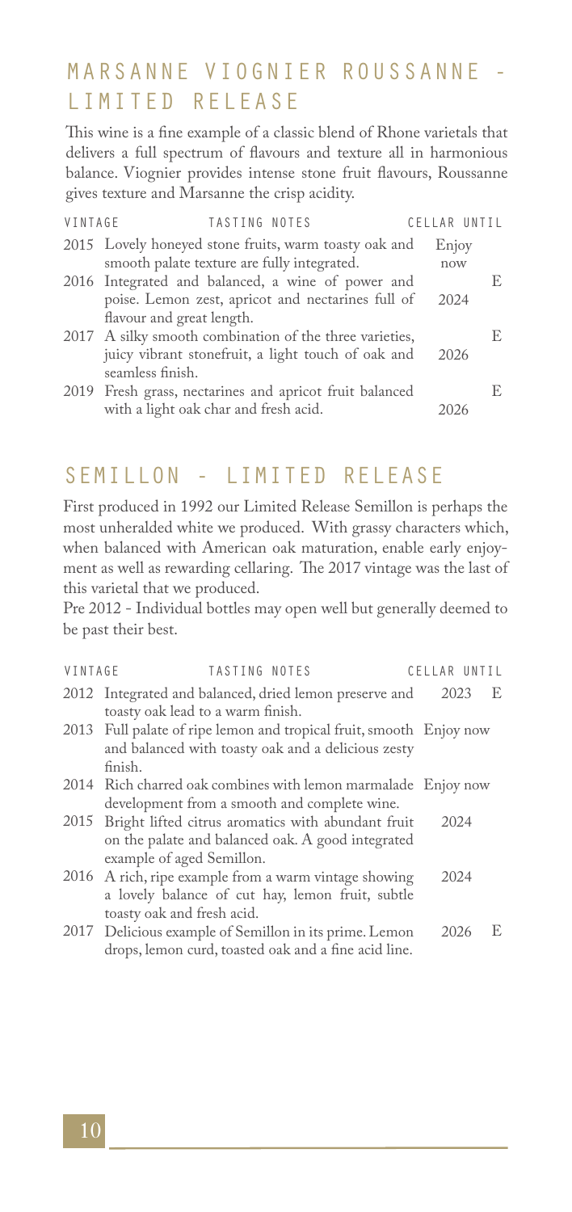## MARSANNE VIOGNIER ROUSSANNE - LIMITED RELEASE

This wine is a fine example of a classic blend of Rhone varietals that delivers a full spectrum of flavours and texture all in harmonious balance. Viognier provides intense stone fruit flavours, Roussanne gives texture and Marsanne the crisp acidity.

| VINTAGE | TASTING NOTES | CELLAR UNTIL | |
|---|---|---|---|
| 2015 | Lovely honeyed stone fruits, warm toasty oak and smooth palate texture are fully integrated. | Enjoy now | |
| 2016 | Integrated and balanced, a wine of power and poise. Lemon zest, apricot and nectarines full of flavour and great length. | 2024 | E |
| 2017 | A silky smooth combination of the three varieties, juicy vibrant stonefruit, a light touch of oak and seamless finish. | 2026 | E |
| 2019 | Fresh grass, nectarines and apricot fruit balanced with a light oak char and fresh acid. | 2026 | E |

## SEMILLON - LIMITED RELEASE

First produced in 1992 our Limited Release Semillon is perhaps the most unheralded white we produced. With grassy characters which, when balanced with American oak maturation, enable early enjoyment as well as rewarding cellaring. The 2017 vintage was the last of this varietal that we produced.

Pre 2012 - Individual bottles may open well but generally deemed to be past their best.

| VINTAGE | TASTING NOTES | CELLAR UNTIL | |
|---|---|---|---|
| 2012 | Integrated and balanced, dried lemon preserve and toasty oak lead to a warm finish. | 2023 | E |
| 2013 | Full palate of ripe lemon and tropical fruit, smooth and balanced with toasty oak and a delicious zesty finish. | Enjoy now | |
| 2014 | Rich charred oak combines with lemon marmalade development from a smooth and complete wine. | Enjoy now | |
| 2015 | Bright lifted citrus aromatics with abundant fruit on the palate and balanced oak. A good integrated example of aged Semillon. | 2024 | |
| 2016 | A rich, ripe example from a warm vintage showing a lovely balance of cut hay, lemon fruit, subtle toasty oak and fresh acid. | 2024 | |
| 2017 | Delicious example of Semillon in its prime. Lemon drops, lemon curd, toasted oak and a fine acid line. | 2026 | E |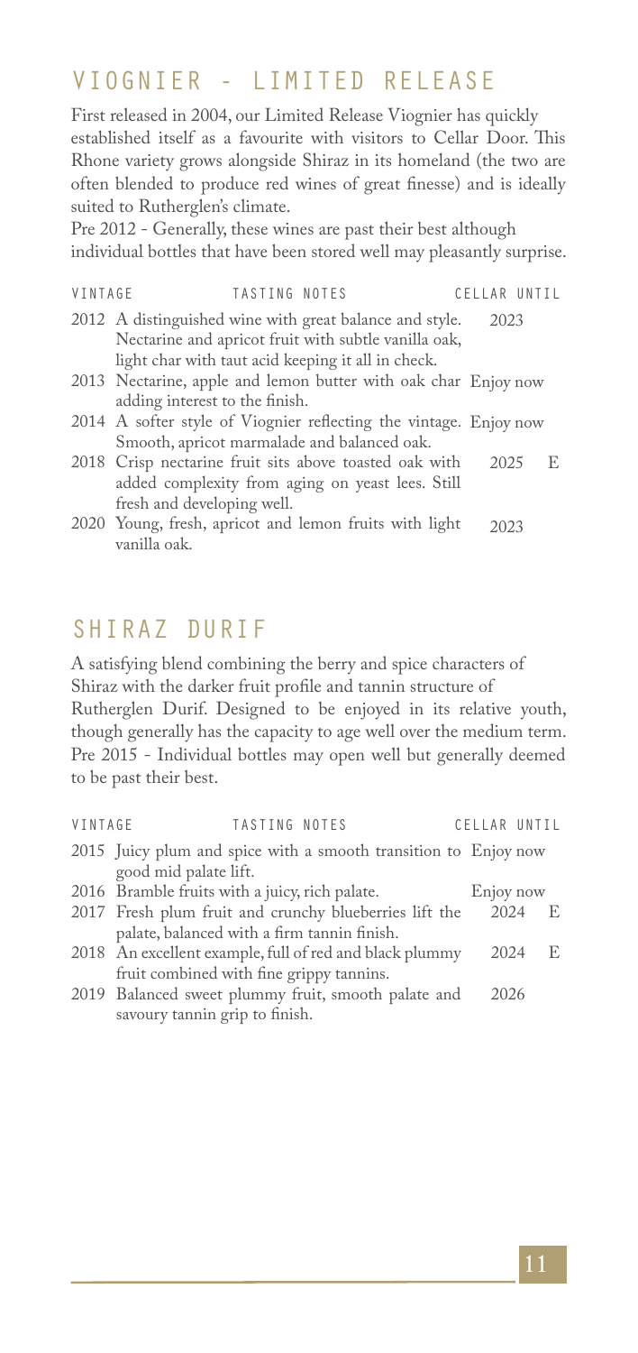## VIOGNIER - LIMITED RELEASE

First released in 2004, our Limited Release Viognier has quickly established itself as a favourite with visitors to Cellar Door. This Rhone variety grows alongside Shiraz in its homeland (the two are often blended to produce red wines of great finesse) and is ideally suited to Rutherglen's climate.

Pre 2012 - Generally, these wines are past their best although individual bottles that have been stored well may pleasantly surprise.

| VINTAGE | TASTING NOTES | CELLAR UNTIL | |
|---|---|---|---|
| 2012 | A distinguished wine with great balance and style. Nectarine and apricot fruit with subtle vanilla oak, light char with taut acid keeping it all in check. | 2023 | |
| 2013 | Nectarine, apple and lemon butter with oak char adding interest to the finish. | Enjoy now | |
| 2014 | A softer style of Viognier reflecting the vintage. Smooth, apricot marmalade and balanced oak. | Enjoy now | |
| 2018 | Crisp nectarine fruit sits above toasted oak with added complexity from aging on yeast lees. Still fresh and developing well. | 2025 | E |
| 2020 | Young, fresh, apricot and lemon fruits with light vanilla oak. | 2023 | |

## SHIRAZ DURIF

A satisfying blend combining the berry and spice characters of Shiraz with the darker fruit profile and tannin structure of Rutherglen Durif. Designed to be enjoyed in its relative youth, though generally has the capacity to age well over the medium term. Pre 2015 - Individual bottles may open well but generally deemed to be past their best.

| VINTAGE | TASTING NOTES | CELLAR UNTIL | |
|---|---|---|---|
| 2015 | Juicy plum and spice with a smooth transition to good mid palate lift. | Enjoy now | |
| 2016 | Bramble fruits with a juicy, rich palate. | Enjoy now | |
| 2017 | Fresh plum fruit and crunchy blueberries lift the palate, balanced with a firm tannin finish. | 2024 | E |
| 2018 | An excellent example, full of red and black plummy fruit combined with fine grippy tannins. | 2024 | E |
| 2019 | Balanced sweet plummy fruit, smooth palate and savoury tannin grip to finish. | 2026 | |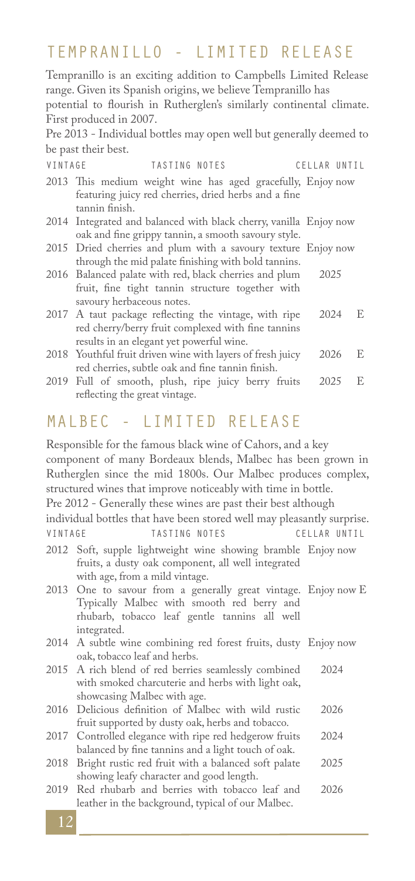## TEMPRANILLO - LIMITED RELEASE

Tempranillo is an exciting addition to Campbells Limited Release range. Given its Spanish origins, we believe Tempranillo has potential to flourish in Rutherglen's similarly continental climate. First produced in 2007.

Pre 2013 - Individual bottles may open well but generally deemed to be past their best.

| VINTAGE | TASTING NOTES | CELLAR UNTIL | |
|---|---|---|---|
| 2013 | This medium weight wine has aged gracefully, featuring juicy red cherries, dried herbs and a fine tannin finish. | Enjoy now | |
| 2014 | Integrated and balanced with black cherry, vanilla oak and fine grippy tannin, a smooth savoury style. | Enjoy now | |
| 2015 | Dried cherries and plum with a savoury texture through the mid palate finishing with bold tannins. | Enjoy now | |
| 2016 | Balanced palate with red, black cherries and plum fruit, fine tight tannin structure together with savoury herbaceous notes. | 2025 | |
| 2017 | A taut package reflecting the vintage, with ripe red cherry/berry fruit complexed with fine tannins results in an elegant yet powerful wine. | 2024 | E |
| 2018 | Youthful fruit driven wine with layers of fresh juicy red cherries, subtle oak and fine tannin finish. | 2026 | E |
| 2019 | Full of smooth, plush, ripe juicy berry fruits reflecting the great vintage. | 2025 | E |

## MALBEC - LIMITED RELEASE

Responsible for the famous black wine of Cahors, and a key component of many Bordeaux blends, Malbec has been grown in Rutherglen since the mid 1800s. Our Malbec produces complex, structured wines that improve noticeably with time in bottle.

Pre 2012 - Generally these wines are past their best although individual bottles that have been stored well may pleasantly surprise.

| VINTAGE | TASTING NOTES | CELLAR UNTIL | |
|---|---|---|---|
| 2012 | Soft, supple lightweight wine showing bramble fruits, a dusty oak component, all well integrated with age, from a mild vintage. | Enjoy now | |
| 2013 | One to savour from a generally great vintage. Typically Malbec with smooth red berry and rhubarb, tobacco leaf gentle tannins all well integrated. | Enjoy now | E |
| 2014 | A subtle wine combining red forest fruits, dusty oak, tobacco leaf and herbs. | Enjoy now | |
| 2015 | A rich blend of red berries seamlessly combined with smoked charcuterie and herbs with light oak, showcasing Malbec with age. | 2024 | |
| 2016 | Delicious definition of Malbec with wild rustic fruit supported by dusty oak, herbs and tobacco. | 2026 | |
| 2017 | Controlled elegance with ripe red hedgerow fruits balanced by fine tannins and a light touch of oak. | 2024 | |
| 2018 | Bright rustic red fruit with a balanced soft palate showing leafy character and good length. | 2025 | |
| 2019 | Red rhubarb and berries with tobacco leaf and leather in the background, typical of our Malbec. | 2026 | |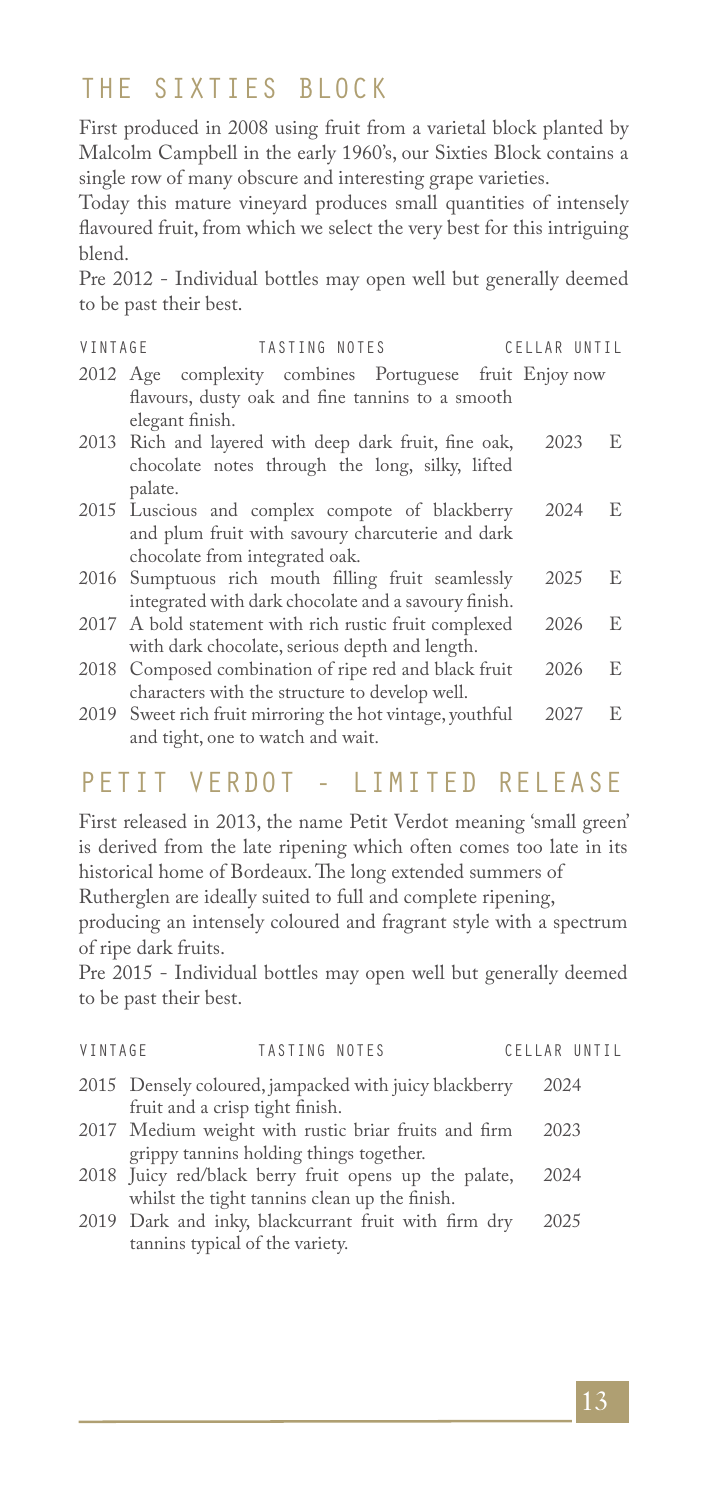## THE SIXTIES BLOCK

First produced in 2008 using fruit from a varietal block planted by Malcolm Campbell in the early 1960's, our Sixties Block contains a single row of many obscure and interesting grape varieties.

Today this mature vineyard produces small quantities of intensely flavoured fruit, from which we select the very best for this intriguing blend.

Pre 2012 - Individual bottles may open well but generally deemed to be past their best.

| VINTAGE | TASTING NOTES | CELLAR UNTIL | |
|---|---|---|---|
| 2012 | Age complexity combines Portuguese fruit flavours, dusty oak and fine tannins to a smooth elegant finish. | Enjoy now | |
| 2013 | Rich and layered with deep dark fruit, fine oak, chocolate notes through the long, silky, lifted palate. | 2023 | E |
| 2015 | Luscious and complex compote of blackberry and plum fruit with savoury charcuterie and dark chocolate from integrated oak. | 2024 | E |
| 2016 | Sumptuous rich mouth filling fruit seamlessly integrated with dark chocolate and a savoury finish. | 2025 | E |
| 2017 | A bold statement with rich rustic fruit complexed with dark chocolate, serious depth and length. | 2026 | E |
| 2018 | Composed combination of ripe red and black fruit characters with the structure to develop well. | 2026 | E |
| 2019 | Sweet rich fruit mirroring the hot vintage, youthful and tight, one to watch and wait. | 2027 | E |

## PETIT VERDOT - LIMITED RELEASE

First released in 2013, the name Petit Verdot meaning 'small green' is derived from the late ripening which often comes too late in its historical home of Bordeaux. The long extended summers of Rutherglen are ideally suited to full and complete ripening, producing an intensely coloured and fragrant style with a spectrum of ripe dark fruits.

Pre 2015 - Individual bottles may open well but generally deemed to be past their best.

| VINTAGE | TASTING NOTES | CELLAR UNTIL |
|---|---|---|
| 2015 | Densely coloured, jampacked with juicy blackberry fruit and a crisp tight finish. | 2024 |
| 2017 | Medium weight with rustic briar fruits and firm grippy tannins holding things together. | 2023 |
| 2018 | Juicy red/black berry fruit opens up the palate, whilst the tight tannins clean up the finish. | 2024 |
| 2019 | Dark and inky, blackcurrant fruit with firm dry tannins typical of the variety. | 2025 |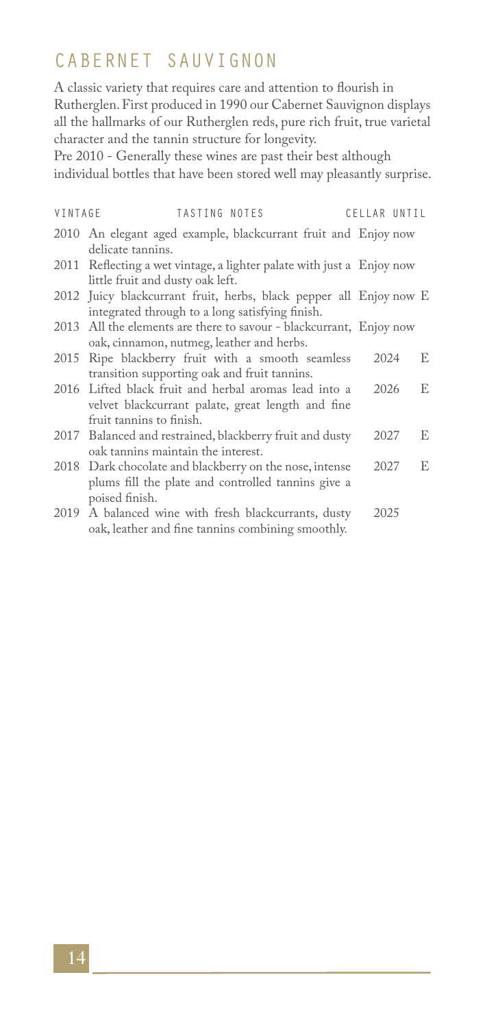## CABERNET SAUVIGNON

A classic variety that requires care and attention to flourish in Rutherglen. First produced in 1990 our Cabernet Sauvignon displays all the hallmarks of our Rutherglen reds, pure rich fruit, true varietal character and the tannin structure for longevity.

Pre 2010 - Generally these wines are past their best although individual bottles that have been stored well may pleasantly surprise.

| VINTAGE | TASTING NOTES | CELLAR UNTIL | |
|---|---|---|---|
| 2010 | An elegant aged example, blackcurrant fruit and delicate tannins. | Enjoy now | |
| 2011 | Reflecting a wet vintage, a lighter palate with just a little fruit and dusty oak left. | Enjoy now | |
| 2012 | Juicy blackcurrant fruit, herbs, black pepper all integrated through to a long satisfying finish. | Enjoy now | E |
| 2013 | All the elements are there to savour - blackcurrant, oak, cinnamon, nutmeg, leather and herbs. | Enjoy now | |
| 2015 | Ripe blackberry fruit with a smooth seamless transition supporting oak and fruit tannins. | 2024 | E |
| 2016 | Lifted black fruit and herbal aromas lead into a velvet blackcurrant palate, great length and fine fruit tannins to finish. | 2026 | E |
| 2017 | Balanced and restrained, blackberry fruit and dusty oak tannins maintain the interest. | 2027 | E |
| 2018 | Dark chocolate and blackberry on the nose, intense plums fill the plate and controlled tannins give a poised finish. | 2027 | E |
| 2019 | A balanced wine with fresh blackcurrants, dusty oak, leather and fine tannins combining smoothly. | 2025 | |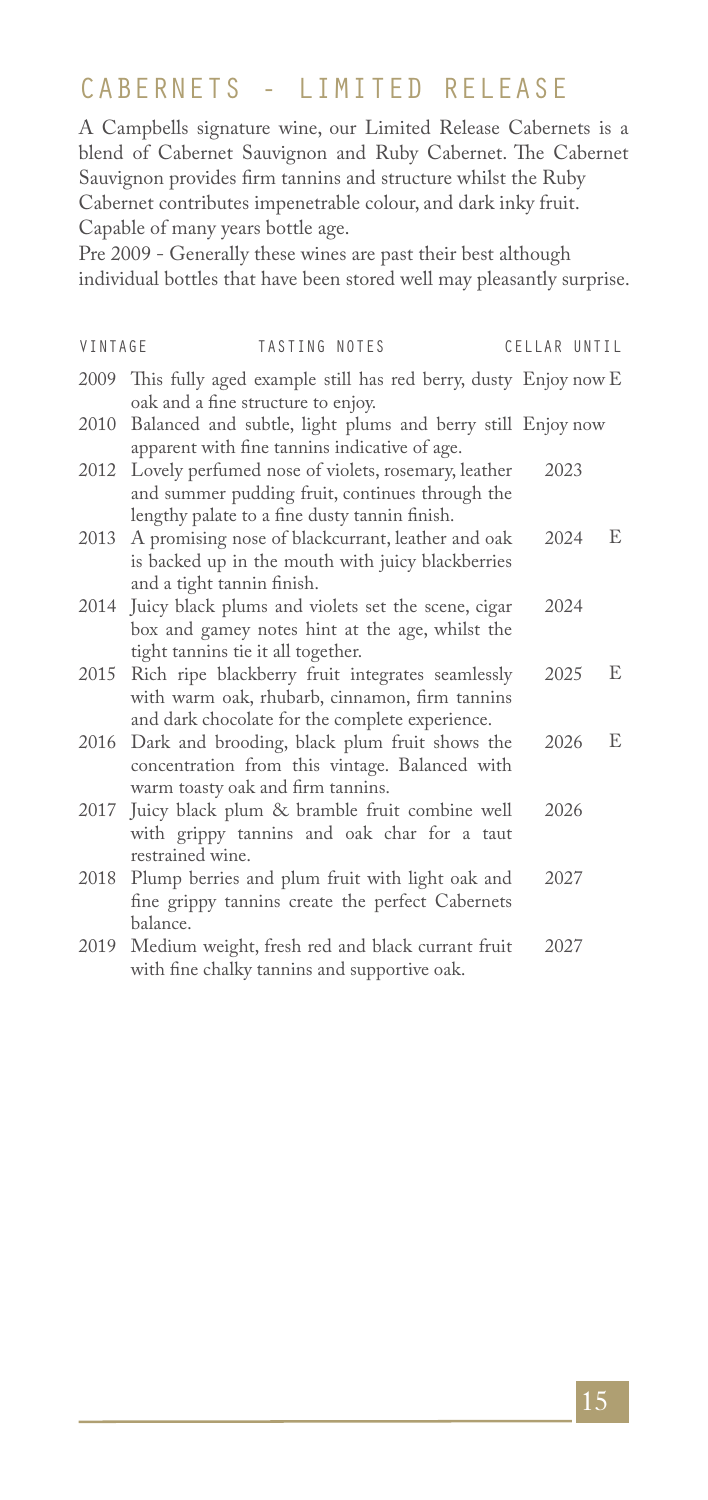## CABERNETS - LIMITED RELEASE

A Campbells signature wine, our Limited Release Cabernets is a blend of Cabernet Sauvignon and Ruby Cabernet. The Cabernet Sauvignon provides firm tannins and structure whilst the Ruby Cabernet contributes impenetrable colour, and dark inky fruit. Capable of many years bottle age.

Pre 2009 - Generally these wines are past their best although individual bottles that have been stored well may pleasantly surprise.

| VINTAGE | TASTING NOTES | CELLAR UNTIL | |
|---|---|---|---|
| 2009 | This fully aged example still has red berry, dusty oak and a fine structure to enjoy. | Enjoy now | E |
| 2010 | Balanced and subtle, light plums and berry still apparent with fine tannins indicative of age. | Enjoy now | |
| 2012 | Lovely perfumed nose of violets, rosemary, leather and summer pudding fruit, continues through the lengthy palate to a fine dusty tannin finish. | 2023 | |
| 2013 | A promising nose of blackcurrant, leather and oak is backed up in the mouth with juicy blackberries and a tight tannin finish. | 2024 | E |
| 2014 | Juicy black plums and violets set the scene, cigar box and gamey notes hint at the age, whilst the tight tannins tie it all together. | 2024 | |
| 2015 | Rich ripe blackberry fruit integrates seamlessly with warm oak, rhubarb, cinnamon, firm tannins and dark chocolate for the complete experience. | 2025 | E |
| 2016 | Dark and brooding, black plum fruit shows the concentration from this vintage. Balanced with warm toasty oak and firm tannins. | 2026 | E |
| 2017 | Juicy black plum & bramble fruit combine well with grippy tannins and oak char for a taut restrained wine. | 2026 | |
| 2018 | Plump berries and plum fruit with light oak and fine grippy tannins create the perfect Cabernets balance. | 2027 | |
| 2019 | Medium weight, fresh red and black currant fruit with fine chalky tannins and supportive oak. | 2027 | |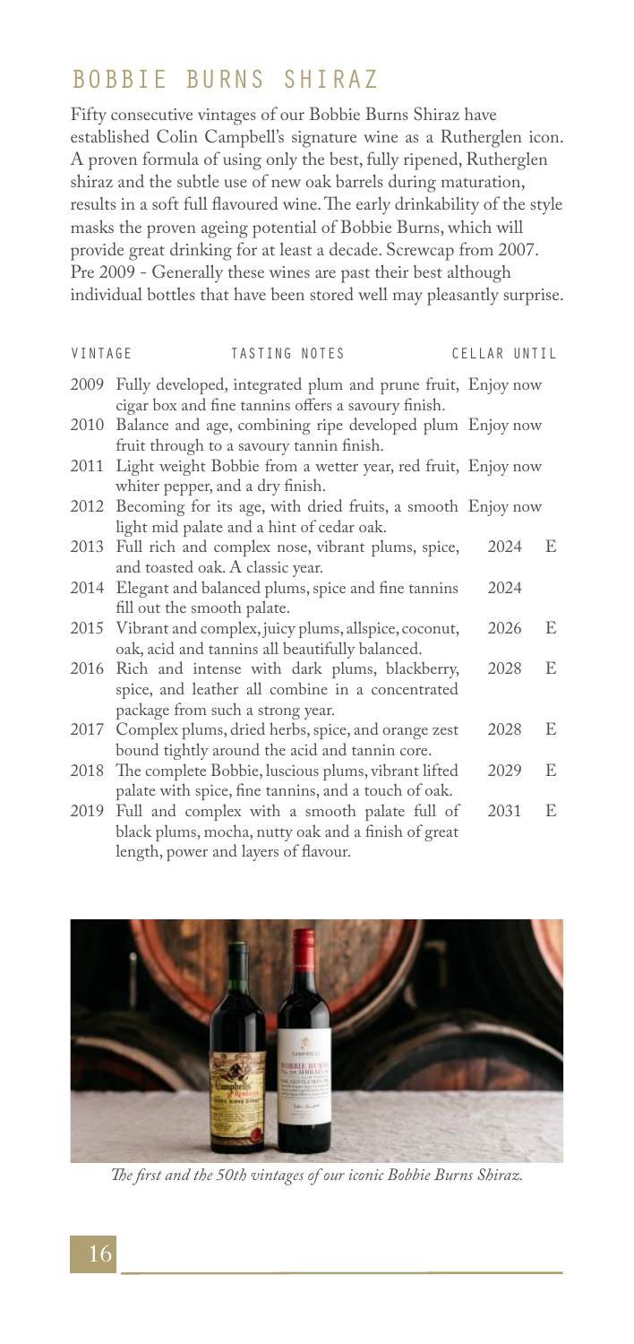## BOBBIE BURNS SHIRAZ

Fifty consecutive vintages of our Bobbie Burns Shiraz have established Colin Campbell's signature wine as a Rutherglen icon. A proven formula of using only the best, fully ripened, Rutherglen shiraz and the subtle use of new oak barrels during maturation, results in a soft full flavoured wine. The early drinkability of the style masks the proven ageing potential of Bobbie Burns, which will provide great drinking for at least a decade. Screwcap from 2007. Pre 2009 - Generally these wines are past their best although individual bottles that have been stored well may pleasantly surprise.

| VINTAGE | TASTING NOTES | CELLAR UNTIL | |
|---|---|---|---|
| 2009 | Fully developed, integrated plum and prune fruit, cigar box and fine tannins offers a savoury finish. | Enjoy now | |
| 2010 | Balance and age, combining ripe developed plum fruit through to a savoury tannin finish. | Enjoy now | |
| 2011 | Light weight Bobbie from a wetter year, red fruit, whiter pepper, and a dry finish. | Enjoy now | |
| 2012 | Becoming for its age, with dried fruits, a smooth light mid palate and a hint of cedar oak. | Enjoy now | |
| 2013 | Full rich and complex nose, vibrant plums, spice, and toasted oak. A classic year. | 2024 | E |
| 2014 | Elegant and balanced plums, spice and fine tannins fill out the smooth palate. | 2024 | |
| 2015 | Vibrant and complex, juicy plums, allspice, coconut, oak, acid and tannins all beautifully balanced. | 2026 | E |
| 2016 | Rich and intense with dark plums, blackberry, spice, and leather all combine in a concentrated package from such a strong year. | 2028 | E |
| 2017 | Complex plums, dried herbs, spice, and orange zest bound tightly around the acid and tannin core. | 2028 | E |
| 2018 | The complete Bobbie, luscious plums, vibrant lifted palate with spice, fine tannins, and a touch of oak. | 2029 | E |
| 2019 | Full and complex with a smooth palate full of black plums, mocha, nutty oak and a finish of great length, power and layers of flavour. | 2031 | E |

*The first and the 50th vintages of our iconic Bobbie Burns Shiraz.*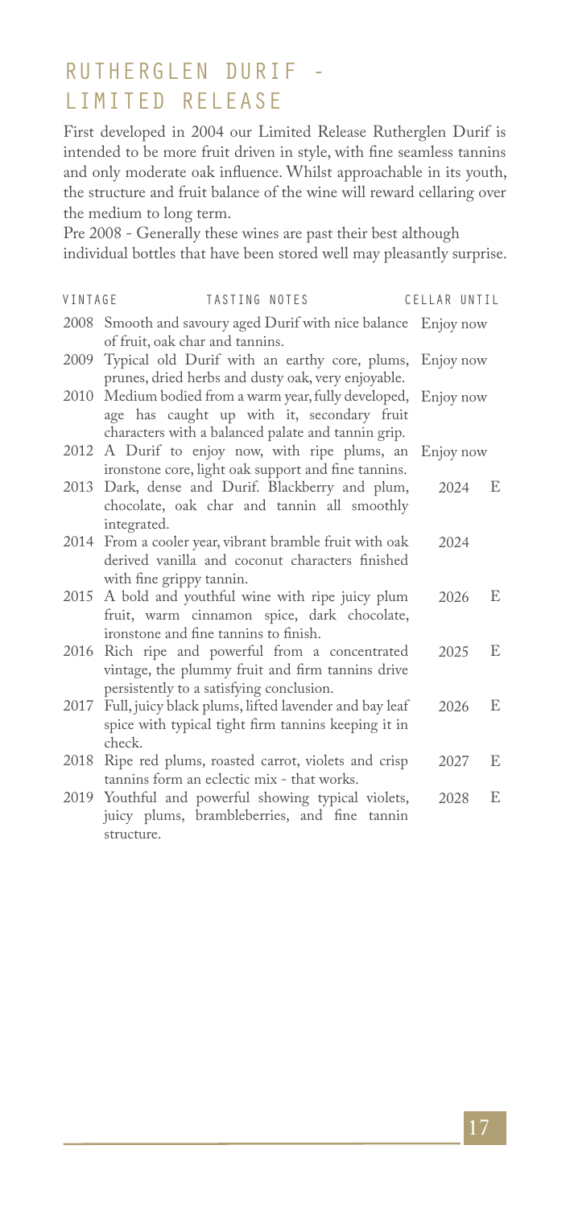## RUTHERGLEN DURIF - LIMITED RELEASE

First developed in 2004 our Limited Release Rutherglen Durif is intended to be more fruit driven in style, with fine seamless tannins and only moderate oak influence. Whilst approachable in its youth, the structure and fruit balance of the wine will reward cellaring over the medium to long term.

Pre 2008 - Generally these wines are past their best although individual bottles that have been stored well may pleasantly surprise.

| VINTAGE | TASTING NOTES | CELLAR UNTIL | |
|---|---|---|---|
| 2008 | Smooth and savoury aged Durif with nice balance of fruit, oak char and tannins. | Enjoy now | |
| 2009 | Typical old Durif with an earthy core, plums, prunes, dried herbs and dusty oak, very enjoyable. | Enjoy now | |
| 2010 | Medium bodied from a warm year, fully developed, age has caught up with it, secondary fruit characters with a balanced palate and tannin grip. | Enjoy now | |
| 2012 | A Durif to enjoy now, with ripe plums, an ironstone core, light oak support and fine tannins. | Enjoy now | |
| 2013 | Dark, dense and Durif. Blackberry and plum, chocolate, oak char and tannin all smoothly integrated. | 2024 | E |
| 2014 | From a cooler year, vibrant bramble fruit with oak derived vanilla and coconut characters finished with fine grippy tannin. | 2024 | |
| 2015 | A bold and youthful wine with ripe juicy plum fruit, warm cinnamon spice, dark chocolate, ironstone and fine tannins to finish. | 2026 | E |
| 2016 | Rich ripe and powerful from a concentrated vintage, the plummy fruit and firm tannins drive persistently to a satisfying conclusion. | 2025 | E |
| 2017 | Full, juicy black plums, lifted lavender and bay leaf spice with typical tight firm tannins keeping it in check. | 2026 | E |
| 2018 | Ripe red plums, roasted carrot, violets and crisp tannins form an eclectic mix - that works. | 2027 | E |
| 2019 | Youthful and powerful showing typical violets, juicy plums, brambleberries, and fine tannin structure. | 2028 | E |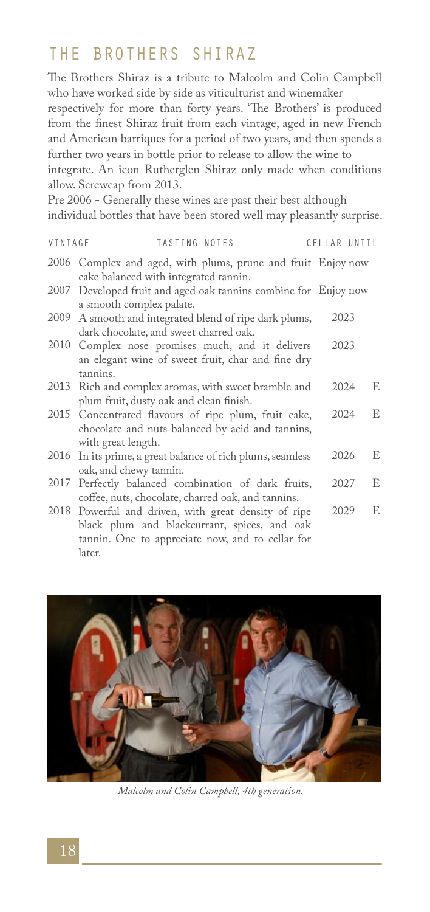## THE BROTHERS SHIRAZ

The Brothers Shiraz is a tribute to Malcolm and Colin Campbell who have worked side by side as viticulturist and winemaker respectively for more than forty years. 'The Brothers' is produced from the finest Shiraz fruit from each vintage, aged in new French and American barriques for a period of two years, and then spends a further two years in bottle prior to release to allow the wine to integrate. An icon Rutherglen Shiraz only made when conditions allow. Screwcap from 2013.

Pre 2006 - Generally these wines are past their best although individual bottles that have been stored well may pleasantly surprise.

| VINTAGE | TASTING NOTES | CELLAR UNTIL | |
|---|---|---|---|
| 2006 | Complex and aged, with plums, prune and fruit cake balanced with integrated tannin. | Enjoy now | |
| 2007 | Developed fruit and aged oak tannins combine for a smooth complex palate. | Enjoy now | |
| 2009 | A smooth and integrated blend of ripe dark plums, dark chocolate, and sweet charred oak. | 2023 | |
| 2010 | Complex nose promises much, and it delivers an elegant wine of sweet fruit, char and fine dry tannins. | 2023 | |
| 2013 | Rich and complex aromas, with sweet bramble and plum fruit, dusty oak and clean finish. | 2024 | E |
| 2015 | Concentrated flavours of ripe plum, fruit cake, chocolate and nuts balanced by acid and tannins, with great length. | 2024 | E |
| 2016 | In its prime, a great balance of rich plums, seamless oak, and chewy tannin. | 2026 | E |
| 2017 | Perfectly balanced combination of dark fruits, coffee, nuts, chocolate, charred oak, and tannins. | 2027 | E |
| 2018 | Powerful and driven, with great density of ripe black plum and blackcurrant, spices, and oak tannin. One to appreciate now, and to cellar for later. | 2029 | E |

*Malcolm and Colin Campbell, 4th generation.*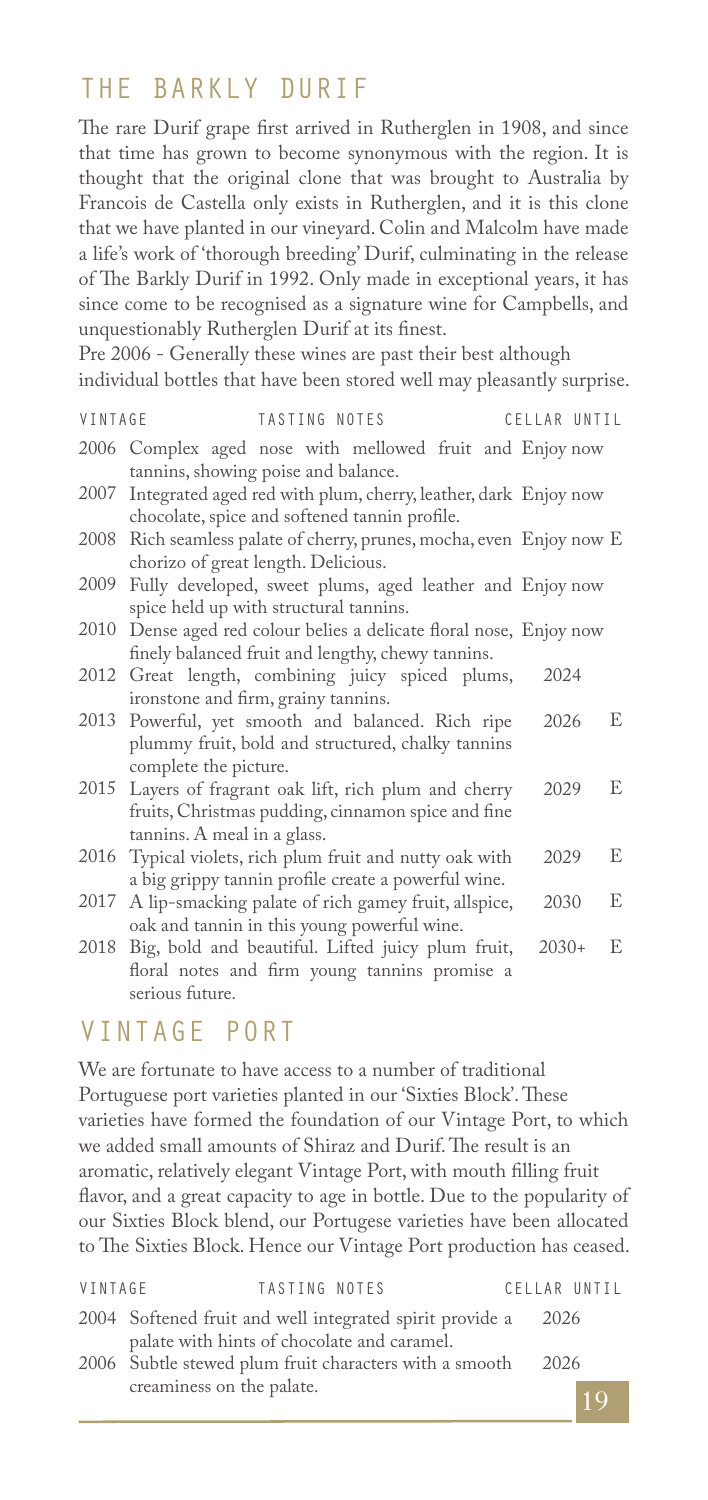## THE BARKLY DURIF

The rare Durif grape first arrived in Rutherglen in 1908, and since that time has grown to become synonymous with the region. It is thought that the original clone that was brought to Australia by Francois de Castella only exists in Rutherglen, and it is this clone that we have planted in our vineyard. Colin and Malcolm have made a life's work of 'thorough breeding' Durif, culminating in the release of The Barkly Durif in 1992. Only made in exceptional years, it has since come to be recognised as a signature wine for Campbells, and unquestionably Rutherglen Durif at its finest.

Pre 2006 - Generally these wines are past their best although individual bottles that have been stored well may pleasantly surprise.

| VINTAGE | TASTING NOTES | CELLAR UNTIL | |
|---|---|---|---|
| 2006 | Complex aged nose with mellowed fruit and tannins, showing poise and balance. | Enjoy now | |
| 2007 | Integrated aged red with plum, cherry, leather, dark chocolate, spice and softened tannin profile. | Enjoy now | |
| 2008 | Rich seamless palate of cherry, prunes, mocha, even chorizo of great length. Delicious. | Enjoy now | E |
| 2009 | Fully developed, sweet plums, aged leather and spice held up with structural tannins. | Enjoy now | |
| 2010 | Dense aged red colour belies a delicate floral nose, finely balanced fruit and lengthy, chewy tannins. | Enjoy now | |
| 2012 | Great length, combining juicy spiced plums, ironstone and firm, grainy tannins. | 2024 | |
| 2013 | Powerful, yet smooth and balanced. Rich ripe plummy fruit, bold and structured, chalky tannins complete the picture. | 2026 | E |
| 2015 | Layers of fragrant oak lift, rich plum and cherry fruits, Christmas pudding, cinnamon spice and fine tannins. A meal in a glass. | 2029 | E |
| 2016 | Typical violets, rich plum fruit and nutty oak with a big grippy tannin profile create a powerful wine. | 2029 | E |
| 2017 | A lip-smacking palate of rich gamey fruit, allspice, oak and tannin in this young powerful wine. | 2030 | E |
| 2018 | Big, bold and beautiful. Lifted juicy plum fruit, floral notes and firm young tannins promise a serious future. | 2030+ | E |

## VINTAGE PORT

We are fortunate to have access to a number of traditional Portuguese port varieties planted in our 'Sixties Block'. These varieties have formed the foundation of our Vintage Port, to which we added small amounts of Shiraz and Durif. The result is an aromatic, relatively elegant Vintage Port, with mouth filling fruit flavor, and a great capacity to age in bottle. Due to the popularity of our Sixties Block blend, our Portugese varieties have been allocated to The Sixties Block. Hence our Vintage Port production has ceased.

| VINTAGE | TASTING NOTES | CELLAR UNTIL |
|---|---|---|
| 2004 | Softened fruit and well integrated spirit provide a palate with hints of chocolate and caramel. | 2026 |
| 2006 | Subtle stewed plum fruit characters with a smooth creaminess on the palate. | 2026 |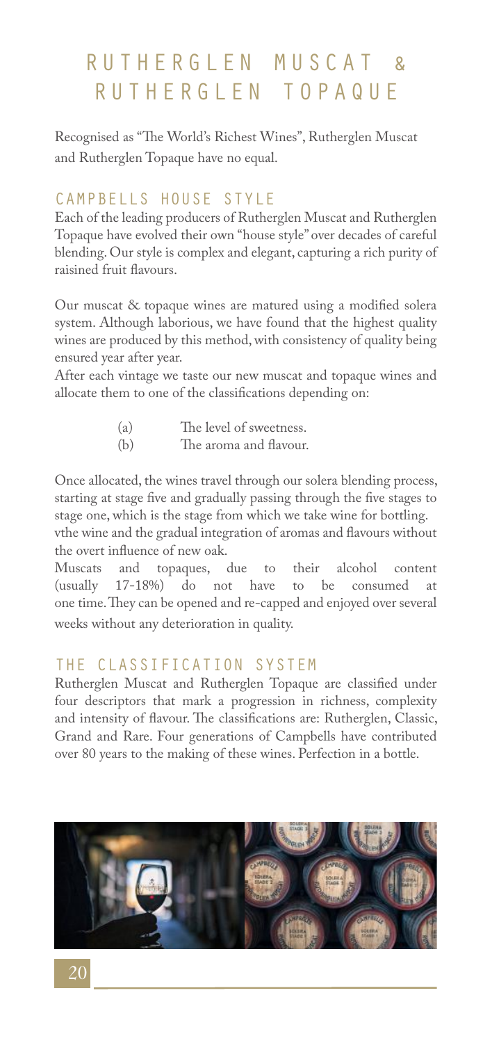# RUTHERGLEN MUSCAT & RUTHERGLEN TOPAQUE

Recognised as "The World's Richest Wines", Rutherglen Muscat and Rutherglen Topaque have no equal.

## CAMPBELLS HOUSE STYLE

Each of the leading producers of Rutherglen Muscat and Rutherglen Topaque have evolved their own "house style" over decades of careful blending. Our style is complex and elegant, capturing a rich purity of raisined fruit flavours.

Our muscat & topaque wines are matured using a modified solera system. Although laborious, we have found that the highest quality wines are produced by this method, with consistency of quality being ensured year after year.

After each vintage we taste our new muscat and topaque wines and allocate them to one of the classifications depending on:

(a) The level of sweetness.
(b) The aroma and flavour.

Once allocated, the wines travel through our solera blending process, starting at stage five and gradually passing through the five stages to stage one, which is the stage from which we take wine for bottling.
vthe wine and the gradual integration of aromas and flavours without the overt influence of new oak.

Muscats and topaques, due to their alcohol content (usually 17-18%) do not have to be consumed at one time. They can be opened and re-capped and enjoyed over several weeks without any deterioration in quality.

## THE CLASSIFICATION SYSTEM

Rutherglen Muscat and Rutherglen Topaque are classified under four descriptors that mark a progression in richness, complexity and intensity of flavour. The classifications are: Rutherglen, Classic, Grand and Rare. Four generations of Campbells have contributed over 80 years to the making of these wines. Perfection in a bottle.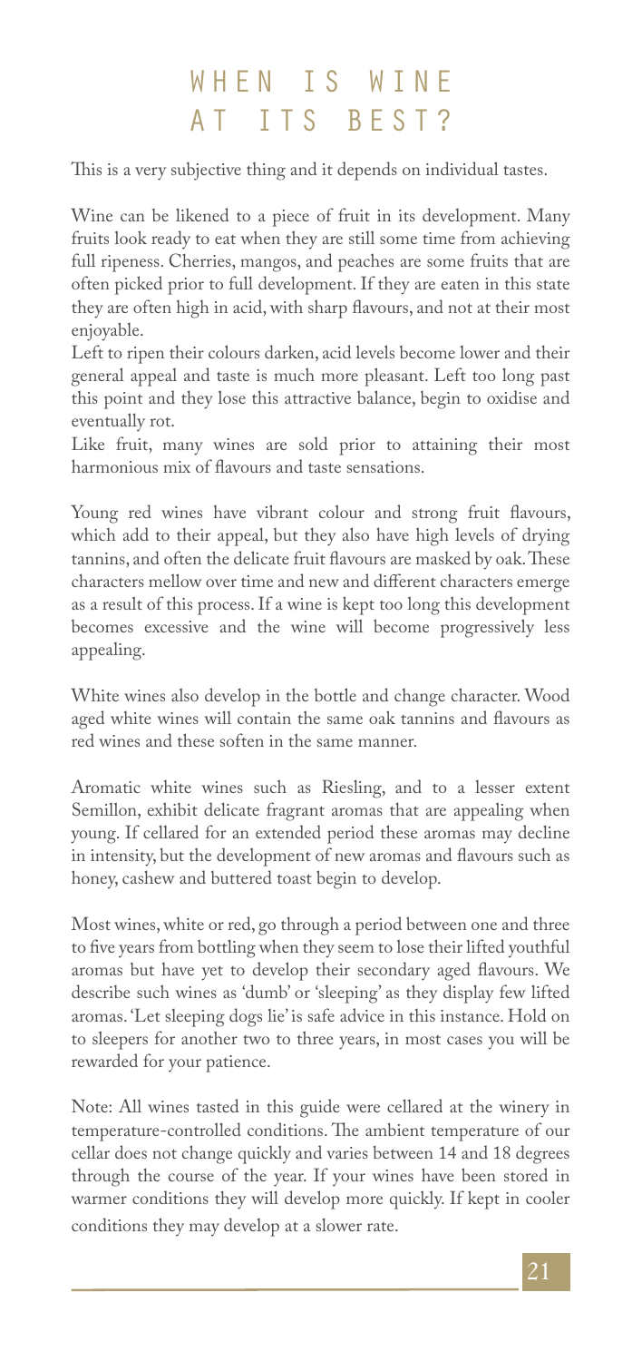# WHEN IS WINE AT ITS BEST?

This is a very subjective thing and it depends on individual tastes.

Wine can be likened to a piece of fruit in its development. Many fruits look ready to eat when they are still some time from achieving full ripeness. Cherries, mangos, and peaches are some fruits that are often picked prior to full development. If they are eaten in this state they are often high in acid, with sharp flavours, and not at their most enjoyable.

Left to ripen their colours darken, acid levels become lower and their general appeal and taste is much more pleasant. Left too long past this point and they lose this attractive balance, begin to oxidise and eventually rot.

Like fruit, many wines are sold prior to attaining their most harmonious mix of flavours and taste sensations.

Young red wines have vibrant colour and strong fruit flavours, which add to their appeal, but they also have high levels of drying tannins, and often the delicate fruit flavours are masked by oak. These characters mellow over time and new and different characters emerge as a result of this process. If a wine is kept too long this development becomes excessive and the wine will become progressively less appealing.

White wines also develop in the bottle and change character. Wood aged white wines will contain the same oak tannins and flavours as red wines and these soften in the same manner.

Aromatic white wines such as Riesling, and to a lesser extent Semillon, exhibit delicate fragrant aromas that are appealing when young. If cellared for an extended period these aromas may decline in intensity, but the development of new aromas and flavours such as honey, cashew and buttered toast begin to develop.

Most wines, white or red, go through a period between one and three to five years from bottling when they seem to lose their lifted youthful aromas but have yet to develop their secondary aged flavours. We describe such wines as 'dumb' or 'sleeping' as they display few lifted aromas. 'Let sleeping dogs lie' is safe advice in this instance. Hold on to sleepers for another two to three years, in most cases you will be rewarded for your patience.

Note: All wines tasted in this guide were cellared at the winery in temperature-controlled conditions. The ambient temperature of our cellar does not change quickly and varies between 14 and 18 degrees through the course of the year. If your wines have been stored in warmer conditions they will develop more quickly. If kept in cooler conditions they may develop at a slower rate.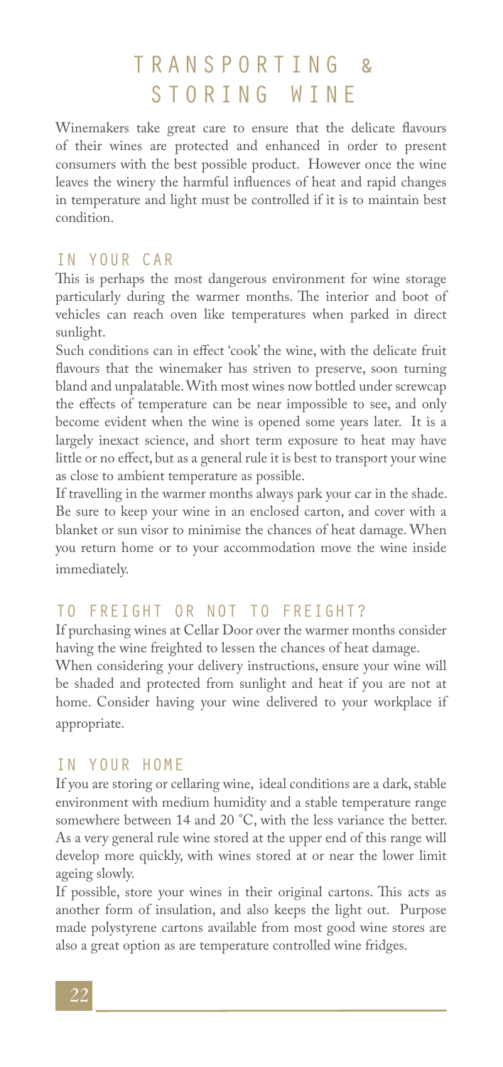# TRANSPORTING & STORING WINE

Winemakers take great care to ensure that the delicate flavours of their wines are protected and enhanced in order to present consumers with the best possible product. However once the wine leaves the winery the harmful influences of heat and rapid changes in temperature and light must be controlled if it is to maintain best condition.

## IN YOUR CAR

This is perhaps the most dangerous environment for wine storage particularly during the warmer months. The interior and boot of vehicles can reach oven like temperatures when parked in direct sunlight.

Such conditions can in effect 'cook' the wine, with the delicate fruit flavours that the winemaker has striven to preserve, soon turning bland and unpalatable. With most wines now bottled under screwcap the effects of temperature can be near impossible to see, and only become evident when the wine is opened some years later. It is a largely inexact science, and short term exposure to heat may have little or no effect, but as a general rule it is best to transport your wine as close to ambient temperature as possible.

If travelling in the warmer months always park your car in the shade. Be sure to keep your wine in an enclosed carton, and cover with a blanket or sun visor to minimise the chances of heat damage. When you return home or to your accommodation move the wine inside immediately.

## TO FREIGHT OR NOT TO FREIGHT?

If purchasing wines at Cellar Door over the warmer months consider having the wine freighted to lessen the chances of heat damage.

When considering your delivery instructions, ensure your wine will be shaded and protected from sunlight and heat if you are not at home. Consider having your wine delivered to your workplace if appropriate.

## IN YOUR HOME

If you are storing or cellaring wine, ideal conditions are a dark, stable environment with medium humidity and a stable temperature range somewhere between 14 and 20 °C, with the less variance the better. As a very general rule wine stored at the upper end of this range will develop more quickly, with wines stored at or near the lower limit ageing slowly.

If possible, store your wines in their original cartons. This acts as another form of insulation, and also keeps the light out. Purpose made polystyrene cartons available from most good wine stores are also a great option as are temperature controlled wine fridges.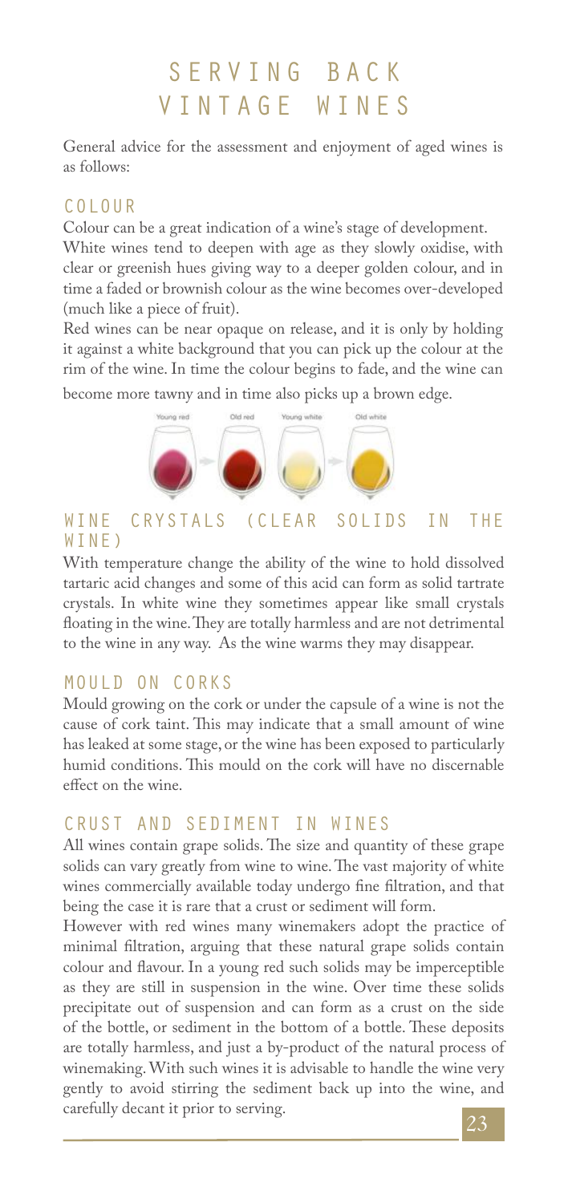# SERVING BACK VINTAGE WINES

General advice for the assessment and enjoyment of aged wines is as follows:

## COLOUR

Colour can be a great indication of a wine's stage of development.

White wines tend to deepen with age as they slowly oxidise, with clear or greenish hues giving way to a deeper golden colour, and in time a faded or brownish colour as the wine becomes over-developed (much like a piece of fruit).

Red wines can be near opaque on release, and it is only by holding it against a white background that you can pick up the colour at the rim of the wine. In time the colour begins to fade, and the wine can become more tawny and in time also picks up a brown edge.

Young red · Old red · Young white · Old white

## WINE CRYSTALS (CLEAR SOLIDS IN THE WINE)

With temperature change the ability of the wine to hold dissolved tartaric acid changes and some of this acid can form as solid tartrate crystals. In white wine they sometimes appear like small crystals floating in the wine. They are totally harmless and are not detrimental to the wine in any way. As the wine warms they may disappear.

## MOULD ON CORKS

Mould growing on the cork or under the capsule of a wine is not the cause of cork taint. This may indicate that a small amount of wine has leaked at some stage, or the wine has been exposed to particularly humid conditions. This mould on the cork will have no discernable effect on the wine.

## CRUST AND SEDIMENT IN WINES

All wines contain grape solids. The size and quantity of these grape solids can vary greatly from wine to wine. The vast majority of white wines commercially available today undergo fine filtration, and that being the case it is rare that a crust or sediment will form.

However with red wines many winemakers adopt the practice of minimal filtration, arguing that these natural grape solids contain colour and flavour. In a young red such solids may be imperceptible as they are still in suspension in the wine. Over time these solids precipitate out of suspension and can form as a crust on the side of the bottle, or sediment in the bottom of a bottle. These deposits are totally harmless, and just a by-product of the natural process of winemaking. With such wines it is advisable to handle the wine very gently to avoid stirring the sediment back up into the wine, and carefully decant it prior to serving.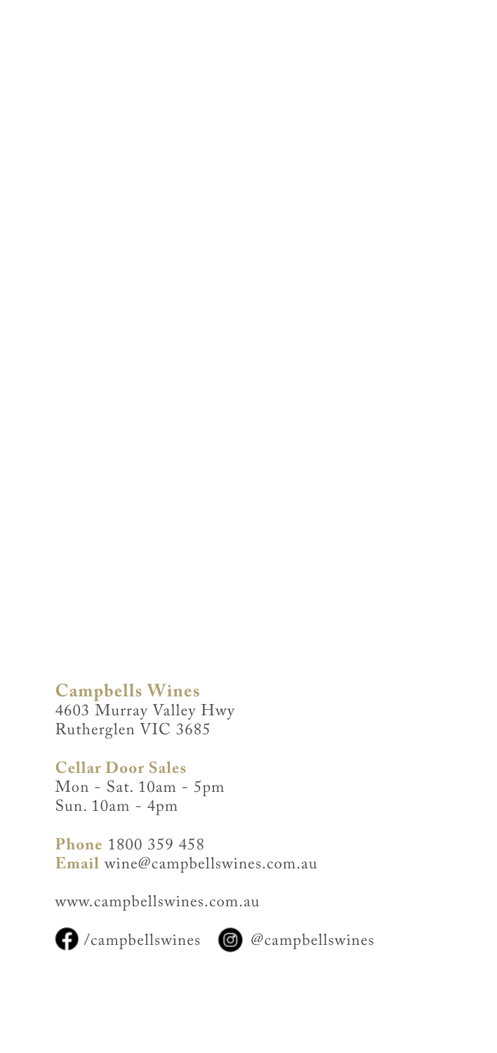**Campbells Wines**
4603 Murray Valley Hwy
Rutherglen VIC 3685

**Cellar Door Sales**
Mon - Sat. 10am - 5pm
Sun. 10am - 4pm

**Phone** 1800 359 458
**Email** wine@campbellswines.com.au

www.campbellswines.com.au

/campbellswines @campbellswines